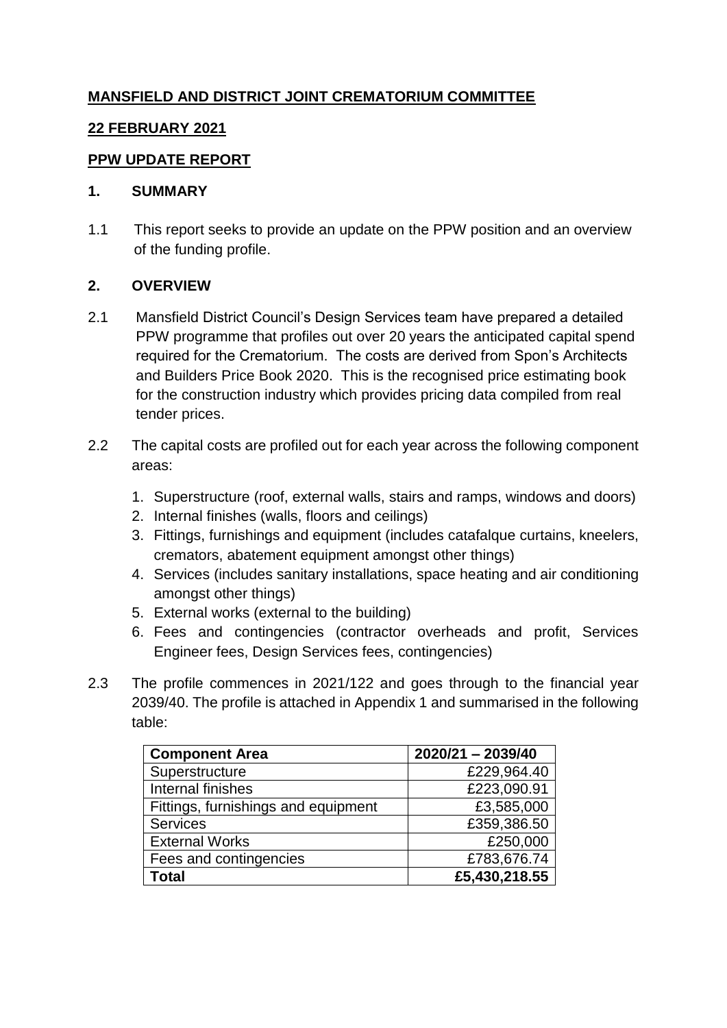**MANSFIELD AND DISTRICT JOINT CREMATORIUM COMMITTEE**

**22 FEBRUARY 2021**

**PPW UPDATE REPORT**

**1. SUMMARY**

1.1 This report seeks to provide an update on the PPW position and an overview of the funding profile.

**2. OVERVIEW**

2.1 Mansfield District Council's Design Services team have prepared a detailed PPW programme that profiles out over 20 years the anticipated capital spend required for the Crematorium. The costs are derived from Spon's Architects and Builders Price Book 2020. This is the recognised price estimating book for the construction industry which provides pricing data compiled from real tender prices.

2.2 The capital costs are profiled out for each year across the following component areas:

1. Superstructure (roof, external walls, stairs and ramps, windows and doors)
2. Internal finishes (walls, floors and ceilings)
3. Fittings, furnishings and equipment (includes catafalque curtains, kneelers, cremators, abatement equipment amongst other things)
4. Services (includes sanitary installations, space heating and air conditioning amongst other things)
5. External works (external to the building)
6. Fees and contingencies (contractor overheads and profit, Services Engineer fees, Design Services fees, contingencies)

2.3 The profile commences in 2021/122 and goes through to the financial year 2039/40. The profile is attached in Appendix 1 and summarised in the following table:

| **Component Area** | **2020/21 – 2039/40** |
|---|---:|
| Superstructure | £229,964.40 |
| Internal finishes | £223,090.91 |
| Fittings, furnishings and equipment | £3,585,000 |
| Services | £359,386.50 |
| External Works | £250,000 |
| Fees and contingencies | £783,676.74 |
| **Total** | **£5,430,218.55** |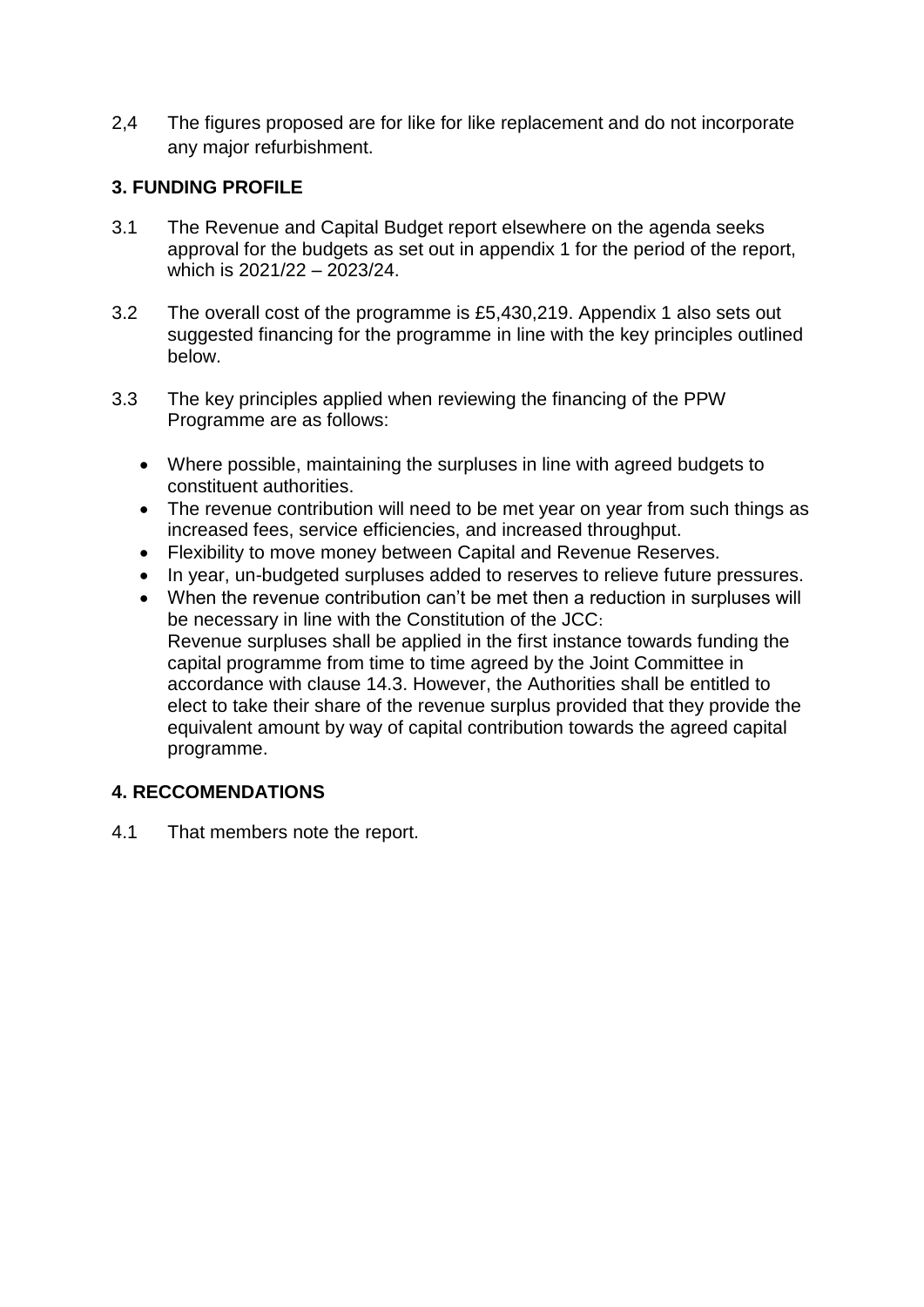2,4 The figures proposed are for like for like replacement and do not incorporate any major refurbishment.

## 3. FUNDING PROFILE

3.1 The Revenue and Capital Budget report elsewhere on the agenda seeks approval for the budgets as set out in appendix 1 for the period of the report, which is 2021/22 – 2023/24.

3.2 The overall cost of the programme is £5,430,219. Appendix 1 also sets out suggested financing for the programme in line with the key principles outlined below.

3.3 The key principles applied when reviewing the financing of the PPW Programme are as follows:

- Where possible, maintaining the surpluses in line with agreed budgets to constituent authorities.
- The revenue contribution will need to be met year on year from such things as increased fees, service efficiencies, and increased throughput.
- Flexibility to move money between Capital and Revenue Reserves.
- In year, un-budgeted surpluses added to reserves to relieve future pressures.
- When the revenue contribution can't be met then a reduction in surpluses will be necessary in line with the Constitution of the JCC:
  Revenue surpluses shall be applied in the first instance towards funding the capital programme from time to time agreed by the Joint Committee in accordance with clause 14.3. However, the Authorities shall be entitled to elect to take their share of the revenue surplus provided that they provide the equivalent amount by way of capital contribution towards the agreed capital programme.

## 4. RECCOMENDATIONS

4.1 That members note the report.